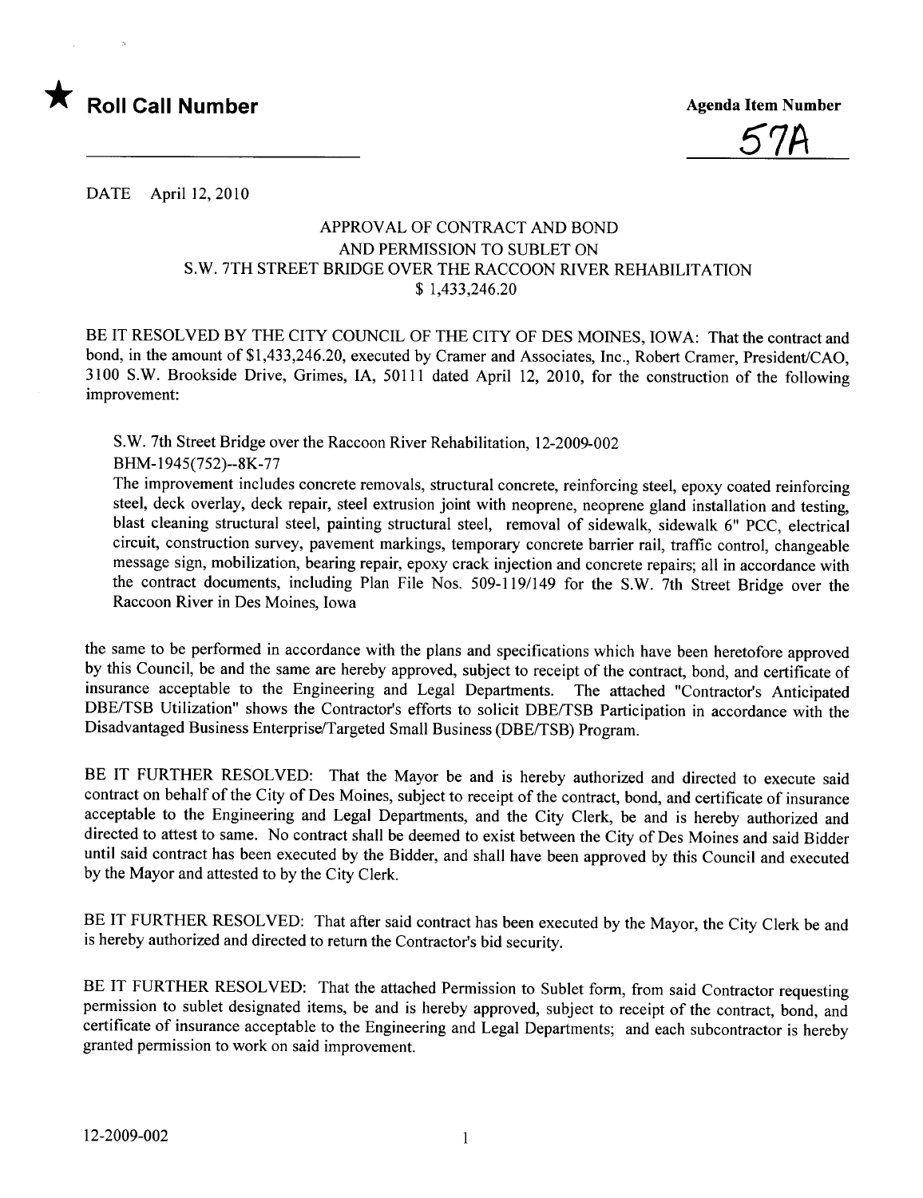★ **Roll Call Number**

**Agenda Item Number**

57A

DATE April 12, 2010

APPROVAL OF CONTRACT AND BOND
AND PERMISSION TO SUBLET ON
S.W. 7TH STREET BRIDGE OVER THE RACCOON RIVER REHABILITATION
$ 1,433,246.20

BE IT RESOLVED BY THE CITY COUNCIL OF THE CITY OF DES MOINES, IOWA: That the contract and bond, in the amount of $1,433,246.20, executed by Cramer and Associates, Inc., Robert Cramer, President/CAO, 3100 S.W. Brookside Drive, Grimes, IA, 50111 dated April 12, 2010, for the construction of the following improvement:

> S.W. 7th Street Bridge over the Raccoon River Rehabilitation, 12-2009-002
> BHM-1945(752)--8K-77
> The improvement includes concrete removals, structural concrete, reinforcing steel, epoxy coated reinforcing steel, deck overlay, deck repair, steel extrusion joint with neoprene, neoprene gland installation and testing, blast cleaning structural steel, painting structural steel, removal of sidewalk, sidewalk 6" PCC, electrical circuit, construction survey, pavement markings, temporary concrete barrier rail, traffic control, changeable message sign, mobilization, bearing repair, epoxy crack injection and concrete repairs; all in accordance with the contract documents, including Plan File Nos. 509-119/149 for the S.W. 7th Street Bridge over the Raccoon River in Des Moines, Iowa

the same to be performed in accordance with the plans and specifications which have been heretofore approved by this Council, be and the same are hereby approved, subject to receipt of the contract, bond, and certificate of insurance acceptable to the Engineering and Legal Departments. The attached "Contractor's Anticipated DBE/TSB Utilization" shows the Contractor's efforts to solicit DBE/TSB Participation in accordance with the Disadvantaged Business Enterprise/Targeted Small Business (DBE/TSB) Program.

BE IT FURTHER RESOLVED: That the Mayor be and is hereby authorized and directed to execute said contract on behalf of the City of Des Moines, subject to receipt of the contract, bond, and certificate of insurance acceptable to the Engineering and Legal Departments, and the City Clerk, be and is hereby authorized and directed to attest to same. No contract shall be deemed to exist between the City of Des Moines and said Bidder until said contract has been executed by the Bidder, and shall have been approved by this Council and executed by the Mayor and attested to by the City Clerk.

BE IT FURTHER RESOLVED: That after said contract has been executed by the Mayor, the City Clerk be and is hereby authorized and directed to return the Contractor's bid security.

BE IT FURTHER RESOLVED: That the attached Permission to Sublet form, from said Contractor requesting permission to sublet designated items, be and is hereby approved, subject to receipt of the contract, bond, and certificate of insurance acceptable to the Engineering and Legal Departments; and each subcontractor is hereby granted permission to work on said improvement.

12-2009-002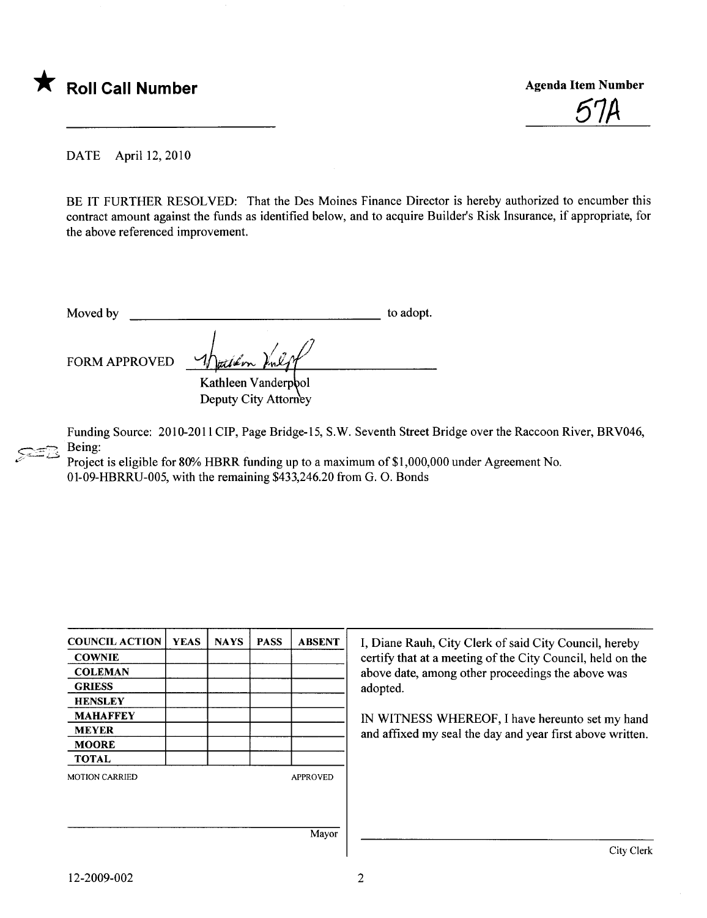★ **Roll Call Number**

**Agenda Item Number**

57A

DATE April 12, 2010

BE IT FURTHER RESOLVED: That the Des Moines Finance Director is hereby authorized to encumber this contract amount against the funds as identified below, and to acquire Builder's Risk Insurance, if appropriate, for the above referenced improvement.

Moved by ______________________________ to adopt.

FORM APPROVED

Kathleen Vanderpool
Deputy City Attorney

Funding Source: 2010-2011 CIP, Page Bridge-15, S.W. Seventh Street Bridge over the Raccoon River, BRV046, Being:
Project is eligible for 80% HBRR funding up to a maximum of $1,000,000 under Agreement No. 01-09-HBRRU-005, with the remaining $433,246.20 from G. O. Bonds

| COUNCIL ACTION | YEAS | NAYS | PASS | ABSENT |
|---|---|---|---|---|
| COWNIE | | | | |
| COLEMAN | | | | |
| GRIESS | | | | |
| HENSLEY | | | | |
| MAHAFFEY | | | | |
| MEYER | | | | |
| MOORE | | | | |
| TOTAL | | | | |

MOTION CARRIED APPROVED

______________________________
Mayor

I, Diane Rauh, City Clerk of said City Council, hereby certify that at a meeting of the City Council, held on the above date, among other proceedings the above was adopted.

IN WITNESS WHEREOF, I have hereunto set my hand and affixed my seal the day and year first above written.

______________________________
City Clerk

12-2009-002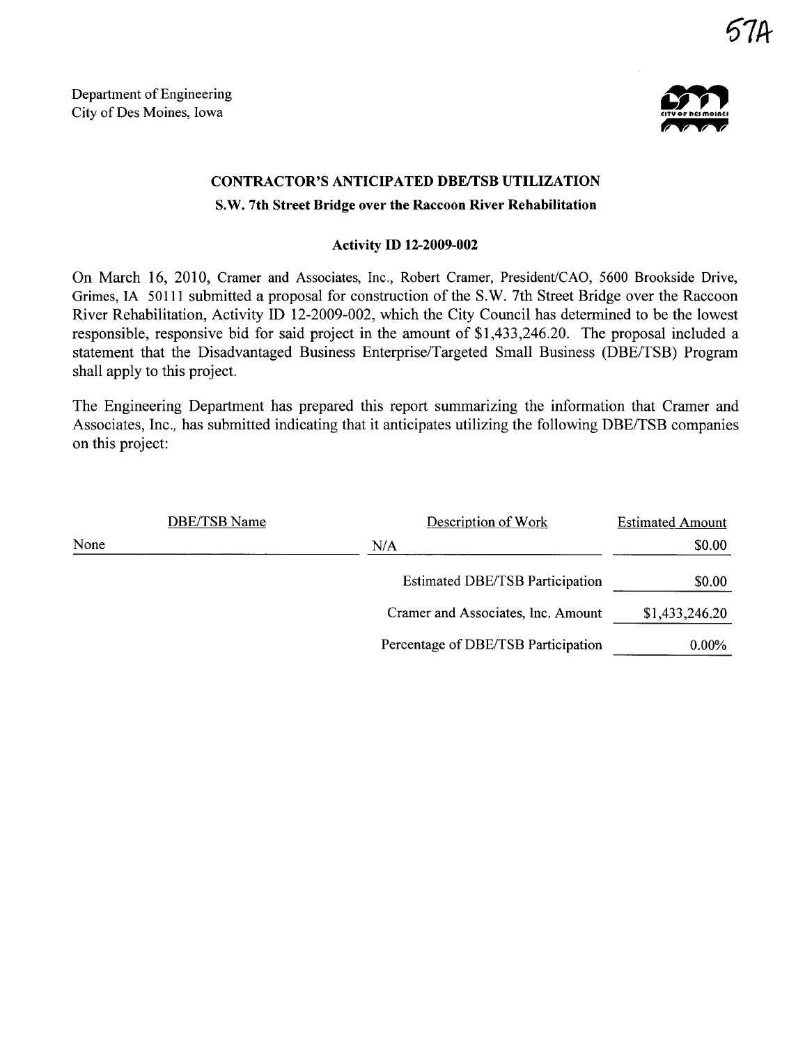57A

Department of Engineering
City of Des Moines, Iowa

## CONTRACTOR'S ANTICIPATED DBE/TSB UTILIZATION

### S.W. 7th Street Bridge over the Raccoon River Rehabilitation

#### Activity ID 12-2009-002

On March 16, 2010, Cramer and Associates, Inc., Robert Cramer, President/CAO, 5600 Brookside Drive, Grimes, IA 50111 submitted a proposal for construction of the S.W. 7th Street Bridge over the Raccoon River Rehabilitation, Activity ID 12-2009-002, which the City Council has determined to be the lowest responsible, responsive bid for said project in the amount of $1,433,246.20. The proposal included a statement that the Disadvantaged Business Enterprise/Targeted Small Business (DBE/TSB) Program shall apply to this project.

The Engineering Department has prepared this report summarizing the information that Cramer and Associates, Inc., has submitted indicating that it anticipates utilizing the following DBE/TSB companies on this project:

| DBE/TSB Name | Description of Work | Estimated Amount |
|---|---|---|
| None | N/A | $0.00 |
| | Estimated DBE/TSB Participation | $0.00 |
| | Cramer and Associates, Inc. Amount | $1,433,246.20 |
| | Percentage of DBE/TSB Participation | 0.00% |